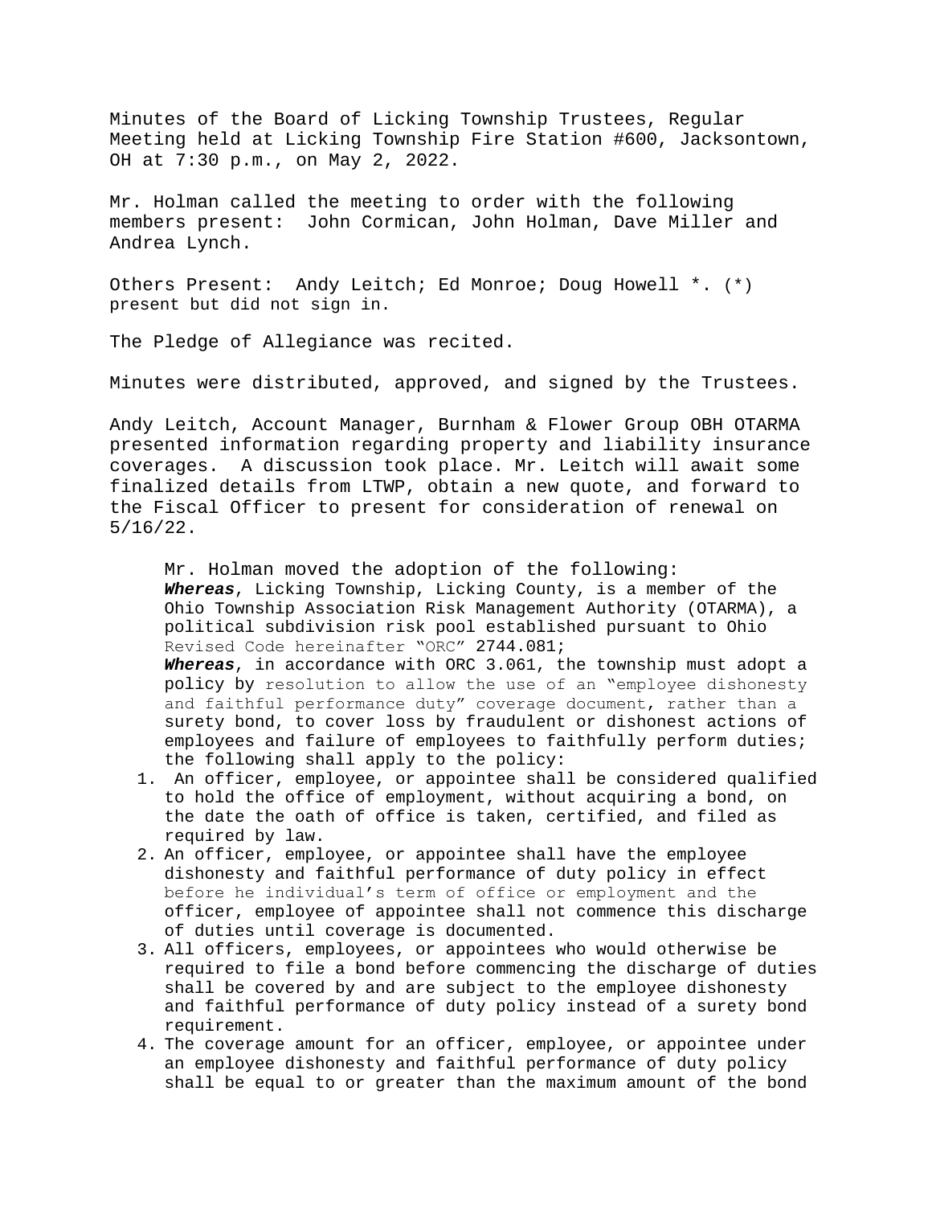Minutes of the Board of Licking Township Trustees, Regular Meeting held at Licking Township Fire Station #600, Jacksontown, OH at 7:30 p.m., on May 2, 2022.

Mr. Holman called the meeting to order with the following members present: John Cormican, John Holman, Dave Miller and Andrea Lynch.

Others Present: Andy Leitch; Ed Monroe; Doug Howell *. (*) present but did not sign in.

The Pledge of Allegiance was recited.

Minutes were distributed, approved, and signed by the Trustees.

Andy Leitch, Account Manager, Burnham & Flower Group OBH OTARMA presented information regarding property and liability insurance coverages. A discussion took place. Mr. Leitch will await some finalized details from LTWP, obtain a new quote, and forward to the Fiscal Officer to present for consideration of renewal on 5/16/22.

Mr. Holman moved the adoption of the following:
***Whereas***, Licking Township, Licking County, is a member of the Ohio Township Association Risk Management Authority (OTARMA), a political subdivision risk pool established pursuant to Ohio Revised Code hereinafter "ORC" 2744.081;
***Whereas***, in accordance with ORC 3.061, the township must adopt a policy by resolution to allow the use of an "employee dishonesty and faithful performance duty" coverage document, rather than a surety bond, to cover loss by fraudulent or dishonest actions of employees and failure of employees to faithfully perform duties; the following shall apply to the policy:

1. An officer, employee, or appointee shall be considered qualified to hold the office of employment, without acquiring a bond, on the date the oath of office is taken, certified, and filed as required by law.
2. An officer, employee, or appointee shall have the employee dishonesty and faithful performance of duty policy in effect before he individual's term of office or employment and the officer, employee of appointee shall not commence this discharge of duties until coverage is documented.
3. All officers, employees, or appointees who would otherwise be required to file a bond before commencing the discharge of duties shall be covered by and are subject to the employee dishonesty and faithful performance of duty policy instead of a surety bond requirement.
4. The coverage amount for an officer, employee, or appointee under an employee dishonesty and faithful performance of duty policy shall be equal to or greater than the maximum amount of the bond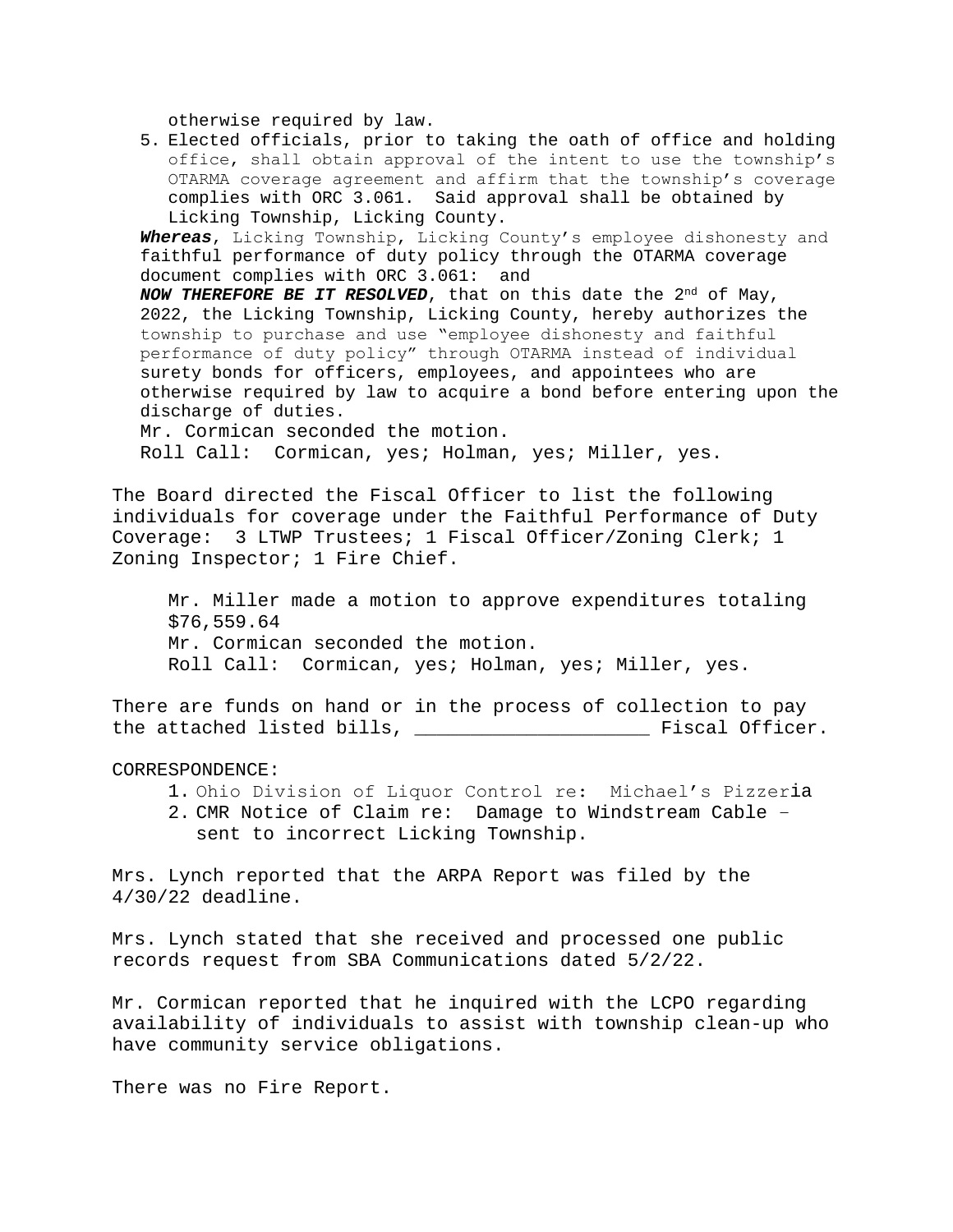otherwise required by law.

5. Elected officials, prior to taking the oath of office and holding office, shall obtain approval of the intent to use the township's OTARMA coverage agreement and affirm that the township's coverage complies with ORC 3.061. Said approval shall be obtained by Licking Township, Licking County.

***Whereas***, Licking Township, Licking County's employee dishonesty and faithful performance of duty policy through the OTARMA coverage document complies with ORC 3.061: and

***NOW THEREFORE BE IT RESOLVED***, that on this date the 2nd of May, 2022, the Licking Township, Licking County, hereby authorizes the township to purchase and use "employee dishonesty and faithful performance of duty policy" through OTARMA instead of individual surety bonds for officers, employees, and appointees who are otherwise required by law to acquire a bond before entering upon the discharge of duties.

Mr. Cormican seconded the motion.

Roll Call: Cormican, yes; Holman, yes; Miller, yes.

The Board directed the Fiscal Officer to list the following individuals for coverage under the Faithful Performance of Duty Coverage: 3 LTWP Trustees; 1 Fiscal Officer/Zoning Clerk; 1 Zoning Inspector; 1 Fire Chief.

Mr. Miller made a motion to approve expenditures totaling $76,559.64

Mr. Cormican seconded the motion.

Roll Call: Cormican, yes; Holman, yes; Miller, yes.

There are funds on hand or in the process of collection to pay the attached listed bills, ____________________ Fiscal Officer.

CORRESPONDENCE:

1. Ohio Division of Liquor Control re: Michael's Pizzeria
2. CMR Notice of Claim re: Damage to Windstream Cable – sent to incorrect Licking Township.

Mrs. Lynch reported that the ARPA Report was filed by the 4/30/22 deadline.

Mrs. Lynch stated that she received and processed one public records request from SBA Communications dated 5/2/22.

Mr. Cormican reported that he inquired with the LCPO regarding availability of individuals to assist with township clean-up who have community service obligations.

There was no Fire Report.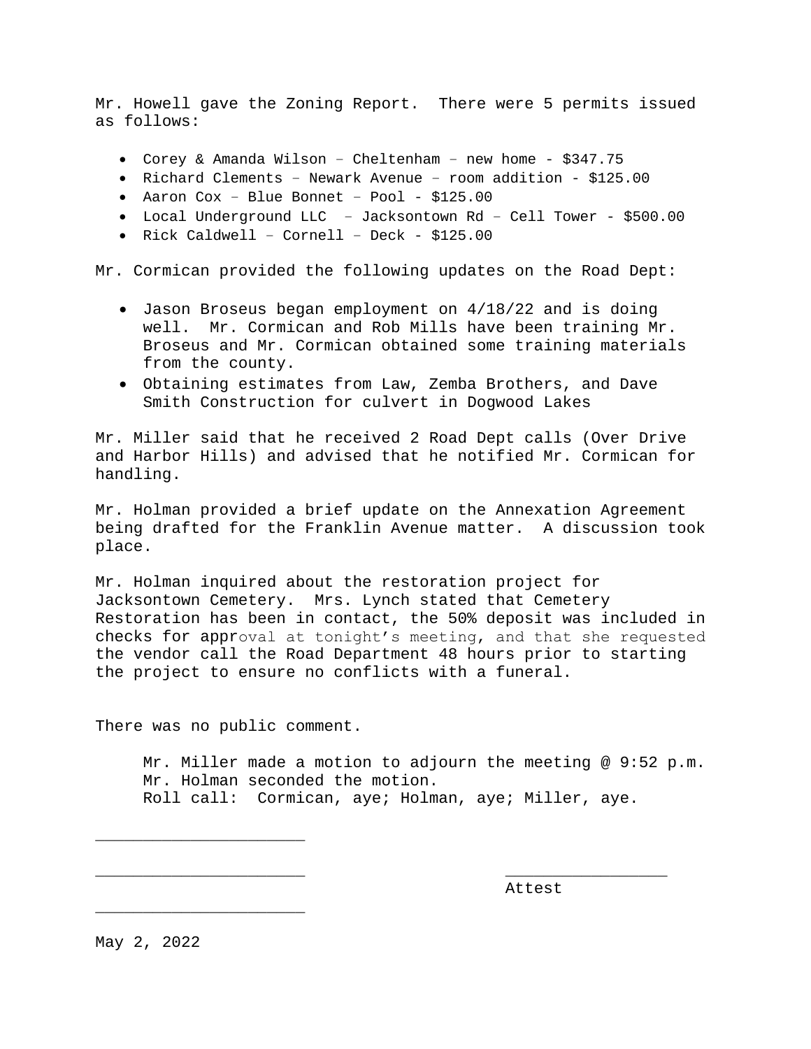Mr. Howell gave the Zoning Report. There were 5 permits issued as follows:

- Corey & Amanda Wilson – Cheltenham – new home - $347.75
- Richard Clements – Newark Avenue – room addition - $125.00
- Aaron Cox – Blue Bonnet – Pool - $125.00
- Local Underground LLC – Jacksontown Rd – Cell Tower - $500.00
- Rick Caldwell – Cornell – Deck - $125.00

Mr. Cormican provided the following updates on the Road Dept:

- Jason Broseus began employment on 4/18/22 and is doing well. Mr. Cormican and Rob Mills have been training Mr. Broseus and Mr. Cormican obtained some training materials from the county.
- Obtaining estimates from Law, Zemba Brothers, and Dave Smith Construction for culvert in Dogwood Lakes

Mr. Miller said that he received 2 Road Dept calls (Over Drive and Harbor Hills) and advised that he notified Mr. Cormican for handling.

Mr. Holman provided a brief update on the Annexation Agreement being drafted for the Franklin Avenue matter. A discussion took place.

Mr. Holman inquired about the restoration project for Jacksontown Cemetery. Mrs. Lynch stated that Cemetery Restoration has been in contact, the 50% deposit was included in checks for approval at tonight's meeting, and that she requested the vendor call the Road Department 48 hours prior to starting the project to ensure no conflicts with a funeral.

There was no public comment.

Mr. Miller made a motion to adjourn the meeting @ 9:52 p.m.
Mr. Holman seconded the motion.
Roll call: Cormican, aye; Holman, aye; Miller, aye.

______________________

______________________ ________________
Attest

______________________

May 2, 2022